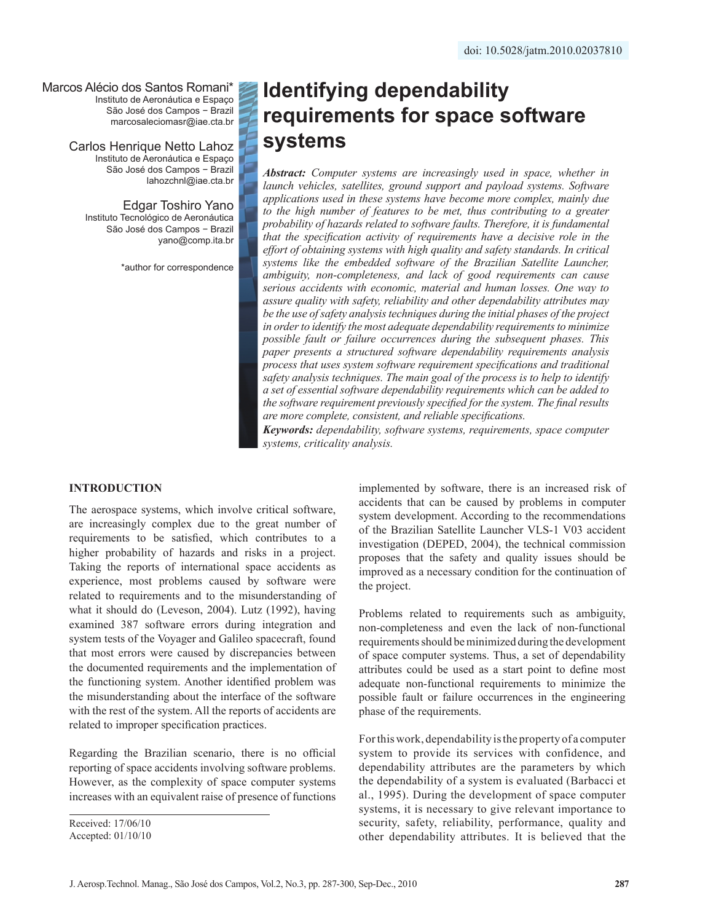doi: 10.5028/jatm.2010.02037810

# Identifying dependability requirements for space software systems

Marcos Alécio dos Santos Romani*
Instituto de Aeronáutica e Espaço
São José dos Campos − Brazil
marcosaleciomasr@iae.cta.br

Carlos Henrique Netto Lahoz
Instituto de Aeronáutica e Espaço
São José dos Campos − Brazil
lahozchnl@iae.cta.br

Edgar Toshiro Yano
Instituto Tecnológico de Aeronáutica
São José dos Campos − Brazil
yano@comp.ita.br

*author for correspondence

***Abstract:*** *Computer systems are increasingly used in space, whether in launch vehicles, satellites, ground support and payload systems. Software applications used in these systems have become more complex, mainly due to the high number of features to be met, thus contributing to a greater probability of hazards related to software faults. Therefore, it is fundamental that the specification activity of requirements have a decisive role in the effort of obtaining systems with high quality and safety standards. In critical systems like the embedded software of the Brazilian Satellite Launcher, ambiguity, non-completeness, and lack of good requirements can cause serious accidents with economic, material and human losses. One way to assure quality with safety, reliability and other dependability attributes may be the use of safety analysis techniques during the initial phases of the project in order to identify the most adequate dependability requirements to minimize possible fault or failure occurrences during the subsequent phases. This paper presents a structured software dependability requirements analysis process that uses system software requirement specifications and traditional safety analysis techniques. The main goal of the process is to help to identify a set of essential software dependability requirements which can be added to the software requirement previously specified for the system. The final results are more complete, consistent, and reliable specifications.*

***Keywords:*** *dependability, software systems, requirements, space computer systems, criticality analysis.*

## INTRODUCTION

The aerospace systems, which involve critical software, are increasingly complex due to the great number of requirements to be satisfied, which contributes to a higher probability of hazards and risks in a project. Taking the reports of international space accidents as experience, most problems caused by software were related to requirements and to the misunderstanding of what it should do (Leveson, 2004). Lutz (1992), having examined 387 software errors during integration and system tests of the Voyager and Galileo spacecraft, found that most errors were caused by discrepancies between the documented requirements and the implementation of the functioning system. Another identified problem was the misunderstanding about the interface of the software with the rest of the system. All the reports of accidents are related to improper specification practices.

Regarding the Brazilian scenario, there is no official reporting of space accidents involving software problems. However, as the complexity of space computer systems increases with an equivalent raise of presence of functions implemented by software, there is an increased risk of accidents that can be caused by problems in computer system development. According to the recommendations of the Brazilian Satellite Launcher VLS-1 V03 accident investigation (DEPED, 2004), the technical commission proposes that the safety and quality issues should be improved as a necessary condition for the continuation of the project.

Problems related to requirements such as ambiguity, non-completeness and even the lack of non-functional requirements should be minimized during the development of space computer systems. Thus, a set of dependability attributes could be used as a start point to define most adequate non-functional requirements to minimize the possible fault or failure occurrences in the engineering phase of the requirements.

For this work, dependability is the property of a computer system to provide its services with confidence, and dependability attributes are the parameters by which the dependability of a system is evaluated (Barbacci et al., 1995). During the development of space computer systems, it is necessary to give relevant importance to security, safety, reliability, performance, quality and other dependability attributes. It is believed that the

Received: 17/06/10
Accepted: 01/10/10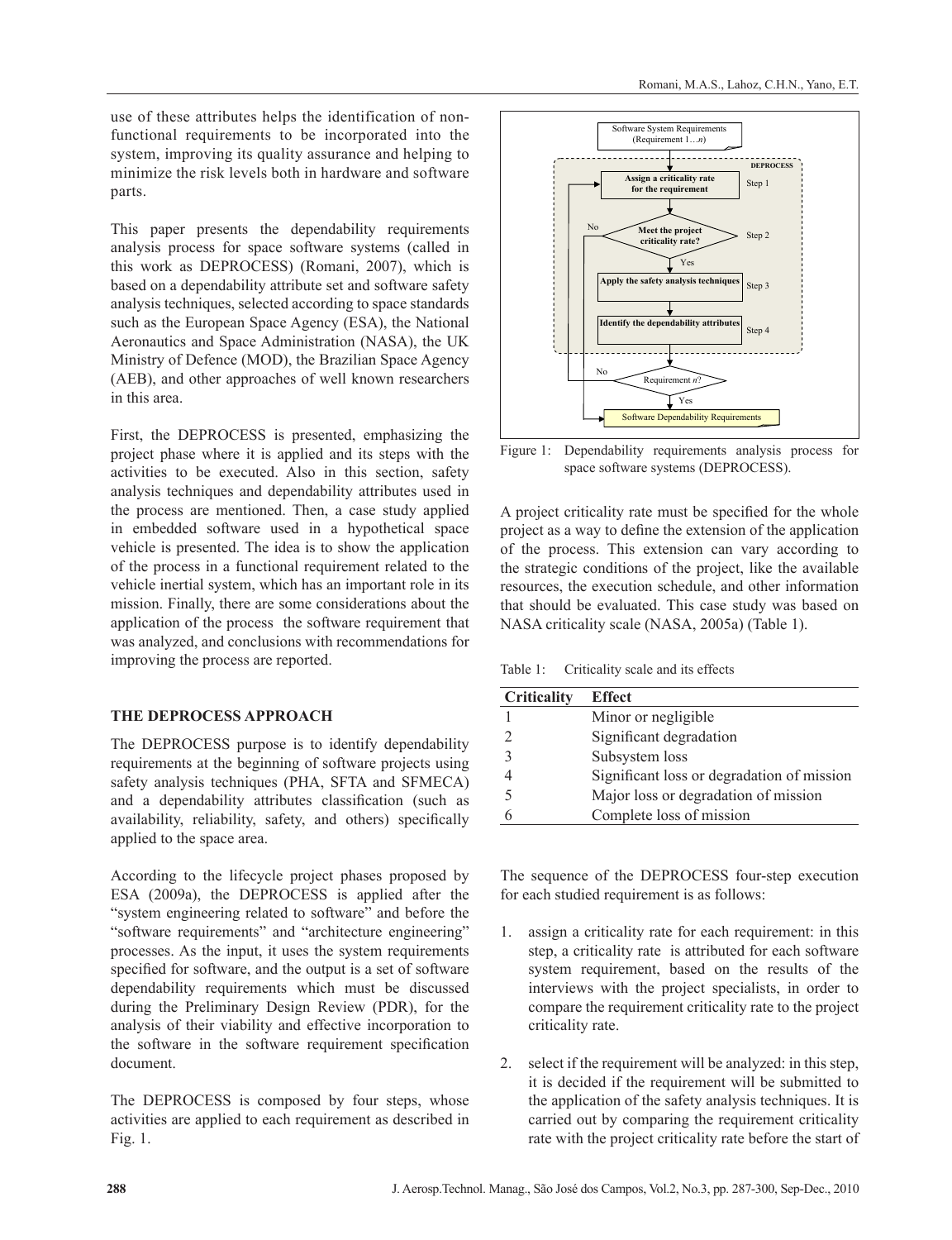use of these attributes helps the identification of non-functional requirements to be incorporated into the system, improving its quality assurance and helping to minimize the risk levels both in hardware and software parts.

This paper presents the dependability requirements analysis process for space software systems (called in this work as DEPROCESS) (Romani, 2007), which is based on a dependability attribute set and software safety analysis techniques, selected according to space standards such as the European Space Agency (ESA), the National Aeronautics and Space Administration (NASA), the UK Ministry of Defence (MOD), the Brazilian Space Agency (AEB), and other approaches of well known researchers in this area.

First, the DEPROCESS is presented, emphasizing the project phase where it is applied and its steps with the activities to be executed. Also in this section, safety analysis techniques and dependability attributes used in the process are mentioned. Then, a case study applied in embedded software used in a hypothetical space vehicle is presented. The idea is to show the application of the process in a functional requirement related to the vehicle inertial system, which has an important role in its mission. Finally, there are some considerations about the application of the process the software requirement that was analyzed, and conclusions with recommendations for improving the process are reported.

## THE DEPROCESS APPROACH

The DEPROCESS purpose is to identify dependability requirements at the beginning of software projects using safety analysis techniques (PHA, SFTA and SFMECA) and a dependability attributes classification (such as availability, reliability, safety, and others) specifically applied to the space area.

According to the lifecycle project phases proposed by ESA (2009a), the DEPROCESS is applied after the "system engineering related to software" and before the "software requirements" and "architecture engineering" processes. As the input, it uses the system requirements specified for software, and the output is a set of software dependability requirements which must be discussed during the Preliminary Design Review (PDR), for the analysis of their viability and effective incorporation to the software in the software requirement specification document.

The DEPROCESS is composed by four steps, whose activities are applied to each requirement as described in Fig. 1.

Software System Requirements (Requirement 1…*n*)

DEPROCESS

Assign a criticality rate for the requirement — Step 1

Meet the project criticality rate? — Step 2 (No / Yes)

Apply the safety analysis techniques — Step 3

Identify the dependability attributes — Step 4

Requirement *n*? (No / Yes)

Software Dependability Requirements

Figure 1: Dependability requirements analysis process for space software systems (DEPROCESS).

A project criticality rate must be specified for the whole project as a way to define the extension of the application of the process. This extension can vary according to the strategic conditions of the project, like the available resources, the execution schedule, and other information that should be evaluated. This case study was based on NASA criticality scale (NASA, 2005a) (Table 1).

Table 1: Criticality scale and its effects

| Criticality | Effect |
|---|---|
| 1 | Minor or negligible |
| 2 | Significant degradation |
| 3 | Subsystem loss |
| 4 | Significant loss or degradation of mission |
| 5 | Major loss or degradation of mission |
| 6 | Complete loss of mission |

The sequence of the DEPROCESS four-step execution for each studied requirement is as follows:

1. assign a criticality rate for each requirement: in this step, a criticality rate is attributed for each software system requirement, based on the results of the interviews with the project specialists, in order to compare the requirement criticality rate to the project criticality rate.

2. select if the requirement will be analyzed: in this step, it is decided if the requirement will be submitted to the application of the safety analysis techniques. It is carried out by comparing the requirement criticality rate with the project criticality rate before the start of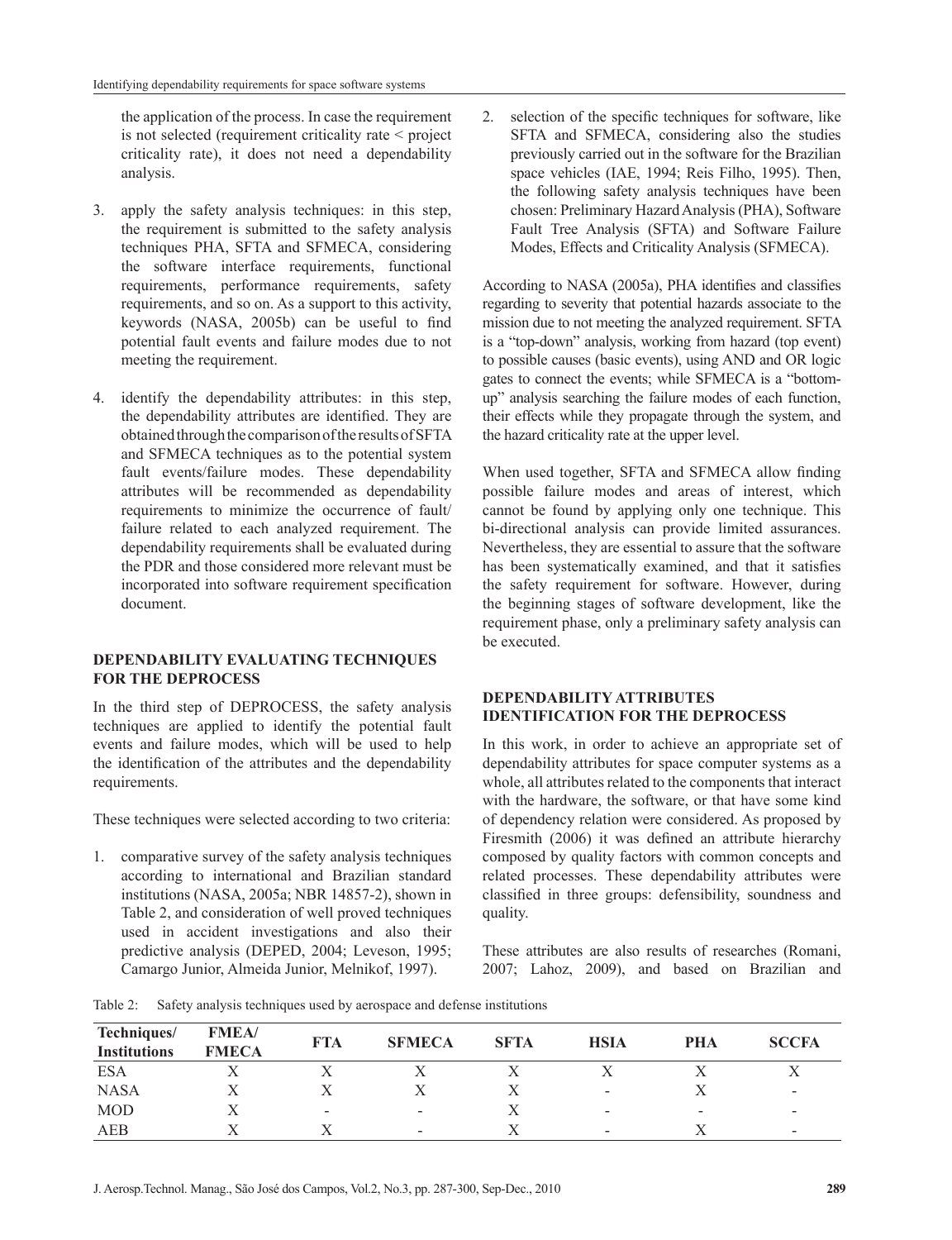the application of the process. In case the requirement is not selected (requirement criticality rate < project criticality rate), it does not need a dependability analysis.

3. apply the safety analysis techniques: in this step, the requirement is submitted to the safety analysis techniques PHA, SFTA and SFMECA, considering the software interface requirements, functional requirements, performance requirements, safety requirements, and so on. As a support to this activity, keywords (NASA, 2005b) can be useful to find potential fault events and failure modes due to not meeting the requirement.

4. identify the dependability attributes: in this step, the dependability attributes are identified. They are obtained through the comparison of the results of SFTA and SFMECA techniques as to the potential system fault events/failure modes. These dependability attributes will be recommended as dependability requirements to minimize the occurrence of fault/failure related to each analyzed requirement. The dependability requirements shall be evaluated during the PDR and those considered more relevant must be incorporated into software requirement specification document.

## DEPENDABILITY EVALUATING TECHNIQUES FOR THE DEPROCESS

In the third step of DEPROCESS, the safety analysis techniques are applied to identify the potential fault events and failure modes, which will be used to help the identification of the attributes and the dependability requirements.

These techniques were selected according to two criteria:

1. comparative survey of the safety analysis techniques according to international and Brazilian standard institutions (NASA, 2005a; NBR 14857-2), shown in Table 2, and consideration of well proved techniques used in accident investigations and also their predictive analysis (DEPED, 2004; Leveson, 1995; Camargo Junior, Almeida Junior, Melnikof, 1997).

2. selection of the specific techniques for software, like SFTA and SFMECA, considering also the studies previously carried out in the software for the Brazilian space vehicles (IAE, 1994; Reis Filho, 1995). Then, the following safety analysis techniques have been chosen: Preliminary Hazard Analysis (PHA), Software Fault Tree Analysis (SFTA) and Software Failure Modes, Effects and Criticality Analysis (SFMECA).

According to NASA (2005a), PHA identifies and classifies regarding to severity that potential hazards associate to the mission due to not meeting the analyzed requirement. SFTA is a "top-down" analysis, working from hazard (top event) to possible causes (basic events), using AND and OR logic gates to connect the events; while SFMECA is a "bottom-up" analysis searching the failure modes of each function, their effects while they propagate through the system, and the hazard criticality rate at the upper level.

When used together, SFTA and SFMECA allow finding possible failure modes and areas of interest, which cannot be found by applying only one technique. This bi-directional analysis can provide limited assurances. Nevertheless, they are essential to assure that the software has been systematically examined, and that it satisfies the safety requirement for software. However, during the beginning stages of software development, like the requirement phase, only a preliminary safety analysis can be executed.

## DEPENDABILITY ATTRIBUTES IDENTIFICATION FOR THE DEPROCESS

In this work, in order to achieve an appropriate set of dependability attributes for space computer systems as a whole, all attributes related to the components that interact with the hardware, the software, or that have some kind of dependency relation were considered. As proposed by Firesmith (2006) it was defined an attribute hierarchy composed by quality factors with common concepts and related processes. These dependability attributes were classified in three groups: defensibility, soundness and quality.

These attributes are also results of researches (Romani, 2007; Lahoz, 2009), and based on Brazilian and

Table 2: Safety analysis techniques used by aerospace and defense institutions

| Techniques/ Institutions | FMEA/ FMECA | FTA | SFMECA | SFTA | HSIA | PHA | SCCFA |
|---|---|---|---|---|---|---|---|
| ESA | X | X | X | X | X | X | X |
| NASA | X | X | X | X | - | X | - |
| MOD | X | - | - | X | - | - | - |
| AEB | X | X | - | X | - | X | - |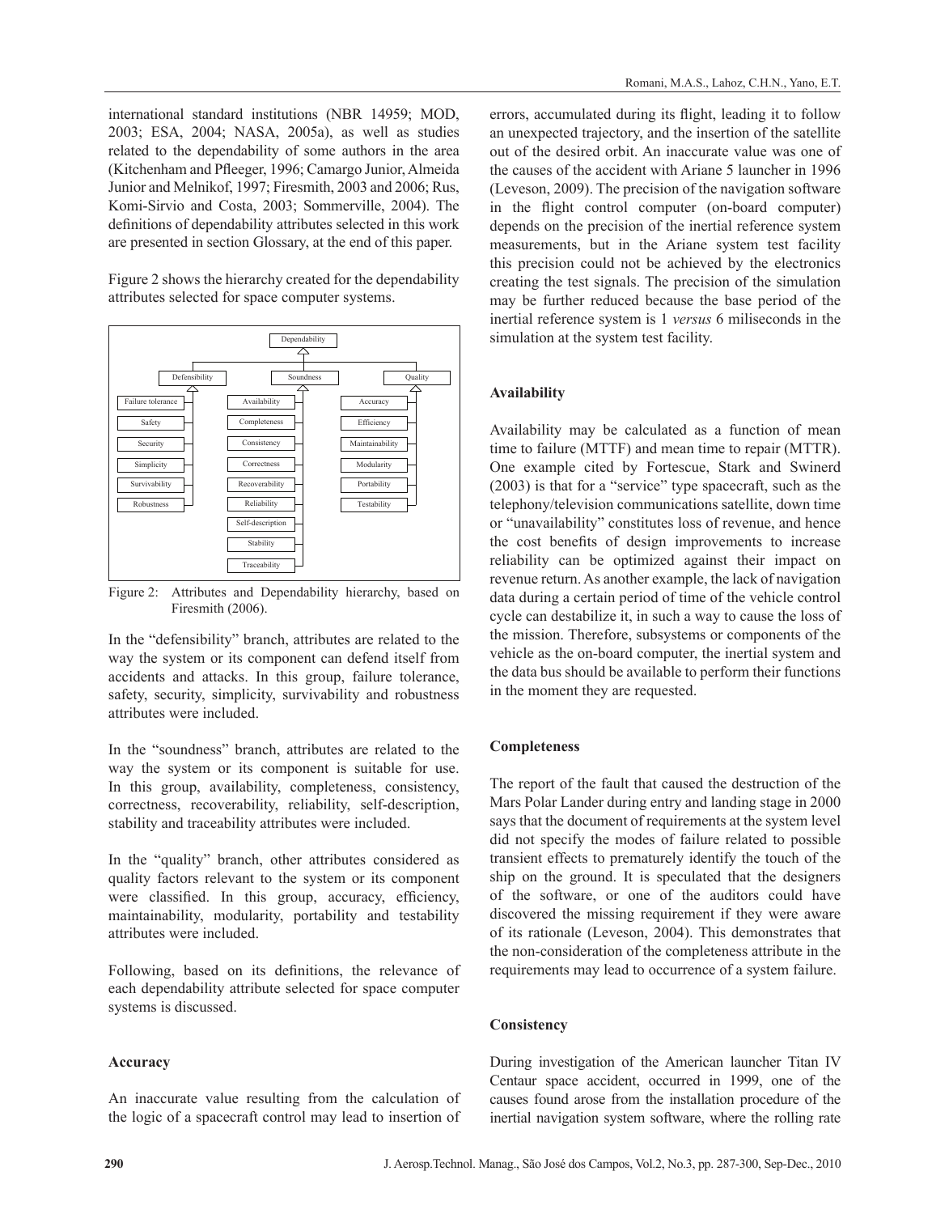international standard institutions (NBR 14959; MOD, 2003; ESA, 2004; NASA, 2005a), as well as studies related to the dependability of some authors in the area (Kitchenham and Pfleeger, 1996; Camargo Junior, Almeida Junior and Melnikof, 1997; Firesmith, 2003 and 2006; Rus, Komi-Sirvio and Costa, 2003; Sommerville, 2004). The definitions of dependability attributes selected in this work are presented in section Glossary, at the end of this paper.

Figure 2 shows the hierarchy created for the dependability attributes selected for space computer systems.

Figure 2: Attributes and Dependability hierarchy, based on Firesmith (2006).

In the "defensibility" branch, attributes are related to the way the system or its component can defend itself from accidents and attacks. In this group, failure tolerance, safety, security, simplicity, survivability and robustness attributes were included.

In the "soundness" branch, attributes are related to the way the system or its component is suitable for use. In this group, availability, completeness, consistency, correctness, recoverability, reliability, self-description, stability and traceability attributes were included.

In the "quality" branch, other attributes considered as quality factors relevant to the system or its component were classified. In this group, accuracy, efficiency, maintainability, modularity, portability and testability attributes were included.

Following, based on its definitions, the relevance of each dependability attribute selected for space computer systems is discussed.

### Accuracy

An inaccurate value resulting from the calculation of the logic of a spacecraft control may lead to insertion of errors, accumulated during its flight, leading it to follow an unexpected trajectory, and the insertion of the satellite out of the desired orbit. An inaccurate value was one of the causes of the accident with Ariane 5 launcher in 1996 (Leveson, 2009). The precision of the navigation software in the flight control computer (on-board computer) depends on the precision of the inertial reference system measurements, but in the Ariane system test facility this precision could not be achieved by the electronics creating the test signals. The precision of the simulation may be further reduced because the base period of the inertial reference system is 1 *versus* 6 miliseconds in the simulation at the system test facility.

### Availability

Availability may be calculated as a function of mean time to failure (MTTF) and mean time to repair (MTTR). One example cited by Fortescue, Stark and Swinerd (2003) is that for a "service" type spacecraft, such as the telephony/television communications satellite, down time or "unavailability" constitutes loss of revenue, and hence the cost benefits of design improvements to increase reliability can be optimized against their impact on revenue return. As another example, the lack of navigation data during a certain period of time of the vehicle control cycle can destabilize it, in such a way to cause the loss of the mission. Therefore, subsystems or components of the vehicle as the on-board computer, the inertial system and the data bus should be available to perform their functions in the moment they are requested.

### Completeness

The report of the fault that caused the destruction of the Mars Polar Lander during entry and landing stage in 2000 says that the document of requirements at the system level did not specify the modes of failure related to possible transient effects to prematurely identify the touch of the ship on the ground. It is speculated that the designers of the software, or one of the auditors could have discovered the missing requirement if they were aware of its rationale (Leveson, 2004). This demonstrates that the non-consideration of the completeness attribute in the requirements may lead to occurrence of a system failure.

### Consistency

During investigation of the American launcher Titan IV Centaur space accident, occurred in 1999, one of the causes found arose from the installation procedure of the inertial navigation system software, where the rolling rate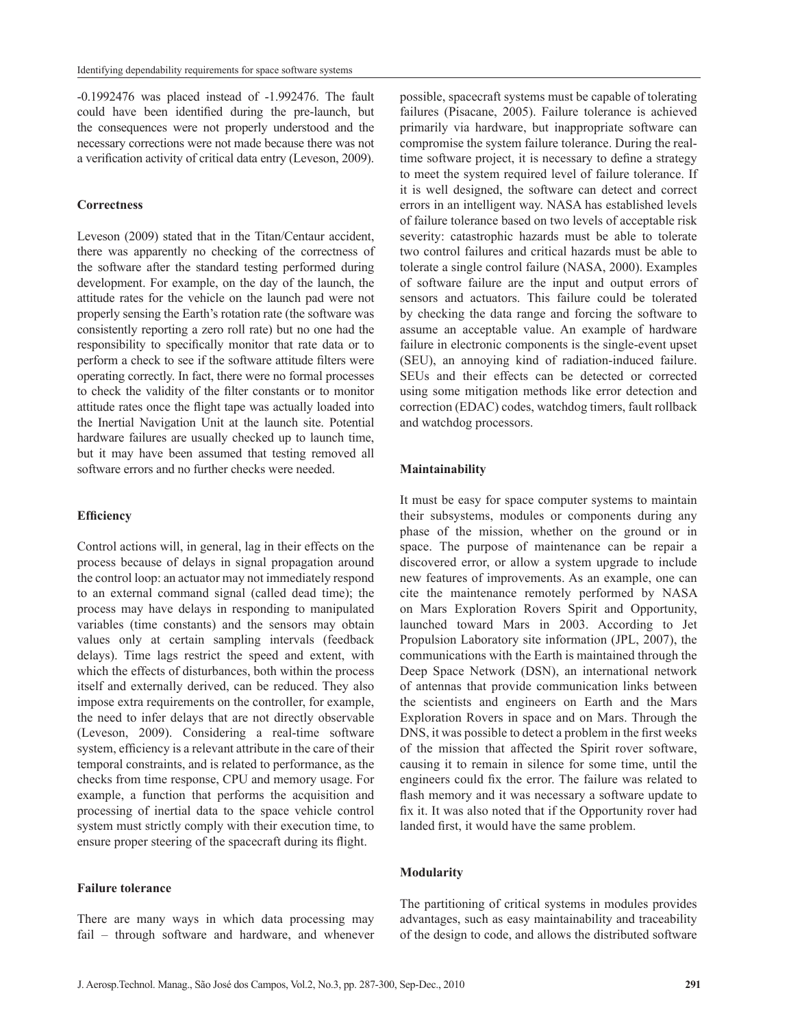-0.1992476 was placed instead of -1.992476. The fault could have been identified during the pre-launch, but the consequences were not properly understood and the necessary corrections were not made because there was not a verification activity of critical data entry (Leveson, 2009).

### Correctness

Leveson (2009) stated that in the Titan/Centaur accident, there was apparently no checking of the correctness of the software after the standard testing performed during development. For example, on the day of the launch, the attitude rates for the vehicle on the launch pad were not properly sensing the Earth's rotation rate (the software was consistently reporting a zero roll rate) but no one had the responsibility to specifically monitor that rate data or to perform a check to see if the software attitude filters were operating correctly. In fact, there were no formal processes to check the validity of the filter constants or to monitor attitude rates once the flight tape was actually loaded into the Inertial Navigation Unit at the launch site. Potential hardware failures are usually checked up to launch time, but it may have been assumed that testing removed all software errors and no further checks were needed.

### Efficiency

Control actions will, in general, lag in their effects on the process because of delays in signal propagation around the control loop: an actuator may not immediately respond to an external command signal (called dead time); the process may have delays in responding to manipulated variables (time constants) and the sensors may obtain values only at certain sampling intervals (feedback delays). Time lags restrict the speed and extent, with which the effects of disturbances, both within the process itself and externally derived, can be reduced. They also impose extra requirements on the controller, for example, the need to infer delays that are not directly observable (Leveson, 2009). Considering a real-time software system, efficiency is a relevant attribute in the care of their temporal constraints, and is related to performance, as the checks from time response, CPU and memory usage. For example, a function that performs the acquisition and processing of inertial data to the space vehicle control system must strictly comply with their execution time, to ensure proper steering of the spacecraft during its flight.

### Failure tolerance

There are many ways in which data processing may fail – through software and hardware, and whenever possible, spacecraft systems must be capable of tolerating failures (Pisacane, 2005). Failure tolerance is achieved primarily via hardware, but inappropriate software can compromise the system failure tolerance. During the real-time software project, it is necessary to define a strategy to meet the system required level of failure tolerance. If it is well designed, the software can detect and correct errors in an intelligent way. NASA has established levels of failure tolerance based on two levels of acceptable risk severity: catastrophic hazards must be able to tolerate two control failures and critical hazards must be able to tolerate a single control failure (NASA, 2000). Examples of software failure are the input and output errors of sensors and actuators. This failure could be tolerated by checking the data range and forcing the software to assume an acceptable value. An example of hardware failure in electronic components is the single-event upset (SEU), an annoying kind of radiation-induced failure. SEUs and their effects can be detected or corrected using some mitigation methods like error detection and correction (EDAC) codes, watchdog timers, fault rollback and watchdog processors.

### Maintainability

It must be easy for space computer systems to maintain their subsystems, modules or components during any phase of the mission, whether on the ground or in space. The purpose of maintenance can be repair a discovered error, or allow a system upgrade to include new features of improvements. As an example, one can cite the maintenance remotely performed by NASA on Mars Exploration Rovers Spirit and Opportunity, launched toward Mars in 2003. According to Jet Propulsion Laboratory site information (JPL, 2007), the communications with the Earth is maintained through the Deep Space Network (DSN), an international network of antennas that provide communication links between the scientists and engineers on Earth and the Mars Exploration Rovers in space and on Mars. Through the DNS, it was possible to detect a problem in the first weeks of the mission that affected the Spirit rover software, causing it to remain in silence for some time, until the engineers could fix the error. The failure was related to flash memory and it was necessary a software update to fix it. It was also noted that if the Opportunity rover had landed first, it would have the same problem.

### Modularity

The partitioning of critical systems in modules provides advantages, such as easy maintainability and traceability of the design to code, and allows the distributed software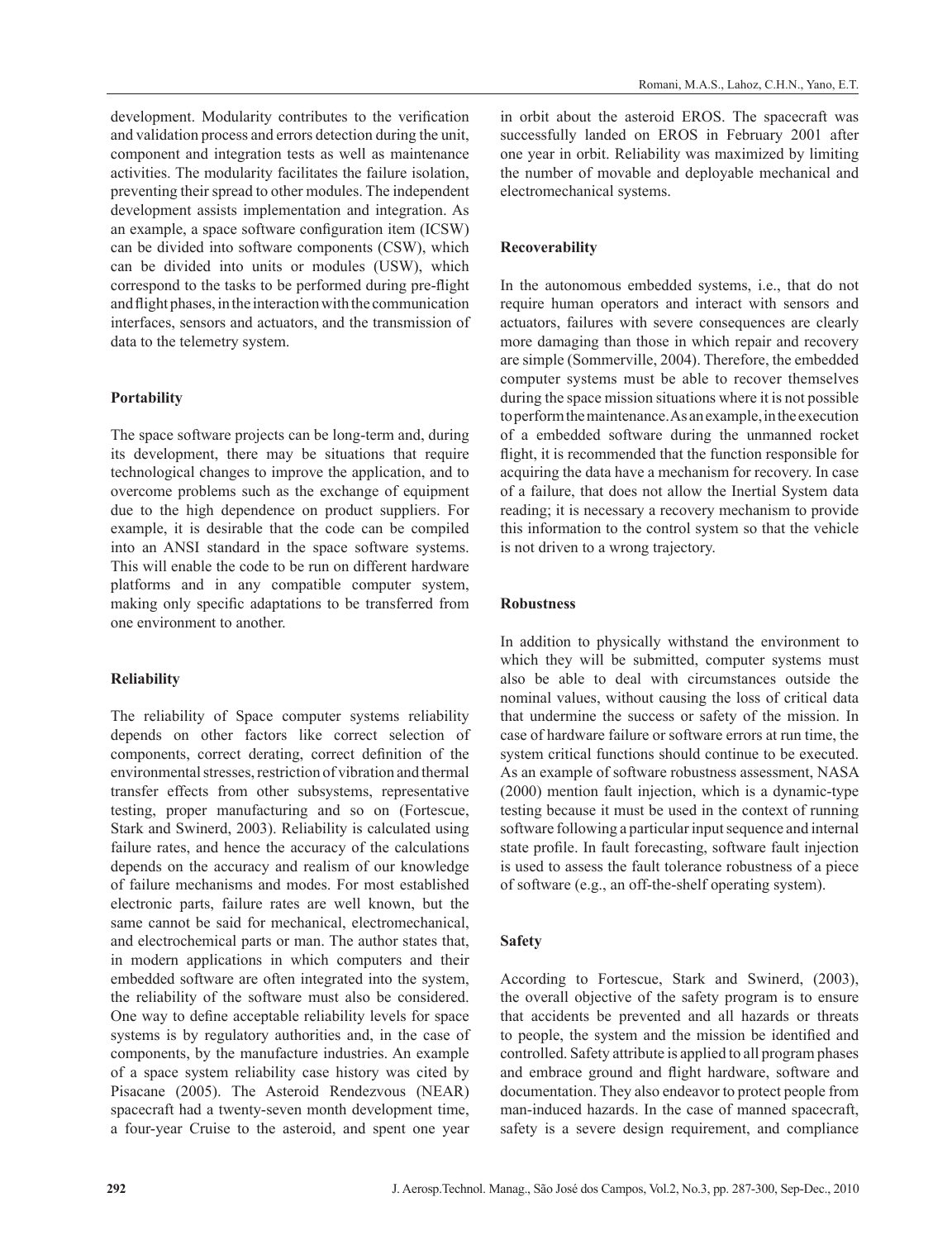development. Modularity contributes to the verification and validation process and errors detection during the unit, component and integration tests as well as maintenance activities. The modularity facilitates the failure isolation, preventing their spread to other modules. The independent development assists implementation and integration. As an example, a space software configuration item (ICSW) can be divided into software components (CSW), which can be divided into units or modules (USW), which correspond to the tasks to be performed during pre-flight and flight phases, in the interaction with the communication interfaces, sensors and actuators, and the transmission of data to the telemetry system.

**Portability**

The space software projects can be long-term and, during its development, there may be situations that require technological changes to improve the application, and to overcome problems such as the exchange of equipment due to the high dependence on product suppliers. For example, it is desirable that the code can be compiled into an ANSI standard in the space software systems. This will enable the code to be run on different hardware platforms and in any compatible computer system, making only specific adaptations to be transferred from one environment to another.

**Reliability**

The reliability of Space computer systems reliability depends on other factors like correct selection of components, correct derating, correct definition of the environmental stresses, restriction of vibration and thermal transfer effects from other subsystems, representative testing, proper manufacturing and so on (Fortescue, Stark and Swinerd, 2003). Reliability is calculated using failure rates, and hence the accuracy of the calculations depends on the accuracy and realism of our knowledge of failure mechanisms and modes. For most established electronic parts, failure rates are well known, but the same cannot be said for mechanical, electromechanical, and electrochemical parts or man. The author states that, in modern applications in which computers and their embedded software are often integrated into the system, the reliability of the software must also be considered. One way to define acceptable reliability levels for space systems is by regulatory authorities and, in the case of components, by the manufacture industries. An example of a space system reliability case history was cited by Pisacane (2005). The Asteroid Rendezvous (NEAR) spacecraft had a twenty-seven month development time, a four-year Cruise to the asteroid, and spent one year in orbit about the asteroid EROS. The spacecraft was successfully landed on EROS in February 2001 after one year in orbit. Reliability was maximized by limiting the number of movable and deployable mechanical and electromechanical systems.

**Recoverability**

In the autonomous embedded systems, i.e., that do not require human operators and interact with sensors and actuators, failures with severe consequences are clearly more damaging than those in which repair and recovery are simple (Sommerville, 2004). Therefore, the embedded computer systems must be able to recover themselves during the space mission situations where it is not possible to perform the maintenance. As an example, in the execution of a embedded software during the unmanned rocket flight, it is recommended that the function responsible for acquiring the data have a mechanism for recovery. In case of a failure, that does not allow the Inertial System data reading; it is necessary a recovery mechanism to provide this information to the control system so that the vehicle is not driven to a wrong trajectory.

**Robustness**

In addition to physically withstand the environment to which they will be submitted, computer systems must also be able to deal with circumstances outside the nominal values, without causing the loss of critical data that undermine the success or safety of the mission. In case of hardware failure or software errors at run time, the system critical functions should continue to be executed. As an example of software robustness assessment, NASA (2000) mention fault injection, which is a dynamic-type testing because it must be used in the context of running software following a particular input sequence and internal state profile. In fault forecasting, software fault injection is used to assess the fault tolerance robustness of a piece of software (e.g., an off-the-shelf operating system).

**Safety**

According to Fortescue, Stark and Swinerd, (2003), the overall objective of the safety program is to ensure that accidents be prevented and all hazards or threats to people, the system and the mission be identified and controlled. Safety attribute is applied to all program phases and embrace ground and flight hardware, software and documentation. They also endeavor to protect people from man-induced hazards. In the case of manned spacecraft, safety is a severe design requirement, and compliance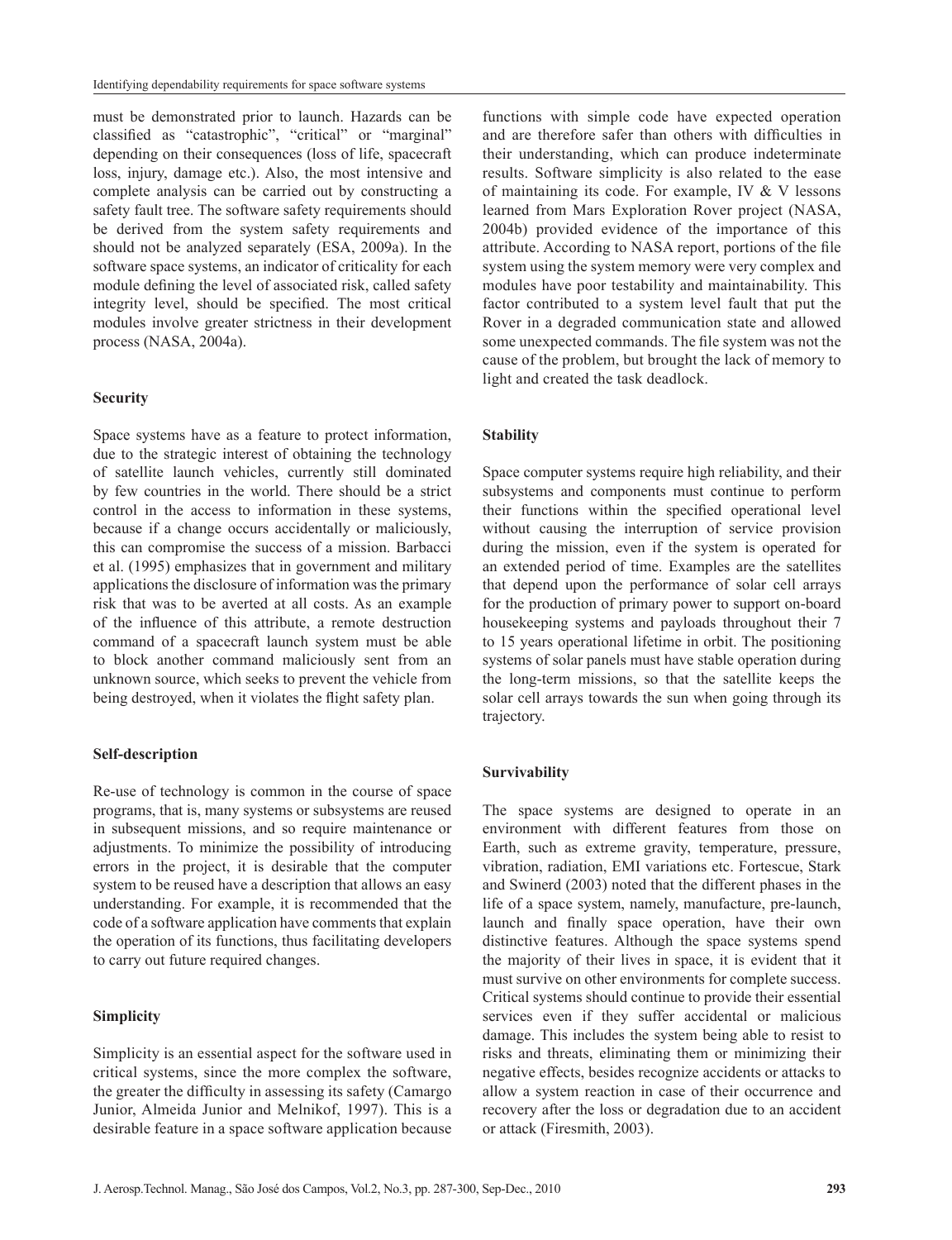must be demonstrated prior to launch. Hazards can be classified as "catastrophic", "critical" or "marginal" depending on their consequences (loss of life, spacecraft loss, injury, damage etc.). Also, the most intensive and complete analysis can be carried out by constructing a safety fault tree. The software safety requirements should be derived from the system safety requirements and should not be analyzed separately (ESA, 2009a). In the software space systems, an indicator of criticality for each module defining the level of associated risk, called safety integrity level, should be specified. The most critical modules involve greater strictness in their development process (NASA, 2004a).

**Security**

Space systems have as a feature to protect information, due to the strategic interest of obtaining the technology of satellite launch vehicles, currently still dominated by few countries in the world. There should be a strict control in the access to information in these systems, because if a change occurs accidentally or maliciously, this can compromise the success of a mission. Barbacci et al. (1995) emphasizes that in government and military applications the disclosure of information was the primary risk that was to be averted at all costs. As an example of the influence of this attribute, a remote destruction command of a spacecraft launch system must be able to block another command maliciously sent from an unknown source, which seeks to prevent the vehicle from being destroyed, when it violates the flight safety plan.

**Self-description**

Re-use of technology is common in the course of space programs, that is, many systems or subsystems are reused in subsequent missions, and so require maintenance or adjustments. To minimize the possibility of introducing errors in the project, it is desirable that the computer system to be reused have a description that allows an easy understanding. For example, it is recommended that the code of a software application have comments that explain the operation of its functions, thus facilitating developers to carry out future required changes.

**Simplicity**

Simplicity is an essential aspect for the software used in critical systems, since the more complex the software, the greater the difficulty in assessing its safety (Camargo Junior, Almeida Junior and Melnikof, 1997). This is a desirable feature in a space software application because functions with simple code have expected operation and are therefore safer than others with difficulties in their understanding, which can produce indeterminate results. Software simplicity is also related to the ease of maintaining its code. For example, IV & V lessons learned from Mars Exploration Rover project (NASA, 2004b) provided evidence of the importance of this attribute. According to NASA report, portions of the file system using the system memory were very complex and modules have poor testability and maintainability. This factor contributed to a system level fault that put the Rover in a degraded communication state and allowed some unexpected commands. The file system was not the cause of the problem, but brought the lack of memory to light and created the task deadlock.

**Stability**

Space computer systems require high reliability, and their subsystems and components must continue to perform their functions within the specified operational level without causing the interruption of service provision during the mission, even if the system is operated for an extended period of time. Examples are the satellites that depend upon the performance of solar cell arrays for the production of primary power to support on-board housekeeping systems and payloads throughout their 7 to 15 years operational lifetime in orbit. The positioning systems of solar panels must have stable operation during the long-term missions, so that the satellite keeps the solar cell arrays towards the sun when going through its trajectory.

**Survivability**

The space systems are designed to operate in an environment with different features from those on Earth, such as extreme gravity, temperature, pressure, vibration, radiation, EMI variations etc. Fortescue, Stark and Swinerd (2003) noted that the different phases in the life of a space system, namely, manufacture, pre-launch, launch and finally space operation, have their own distinctive features. Although the space systems spend the majority of their lives in space, it is evident that it must survive on other environments for complete success. Critical systems should continue to provide their essential services even if they suffer accidental or malicious damage. This includes the system being able to resist to risks and threats, eliminating them or minimizing their negative effects, besides recognize accidents or attacks to allow a system reaction in case of their occurrence and recovery after the loss or degradation due to an accident or attack (Firesmith, 2003).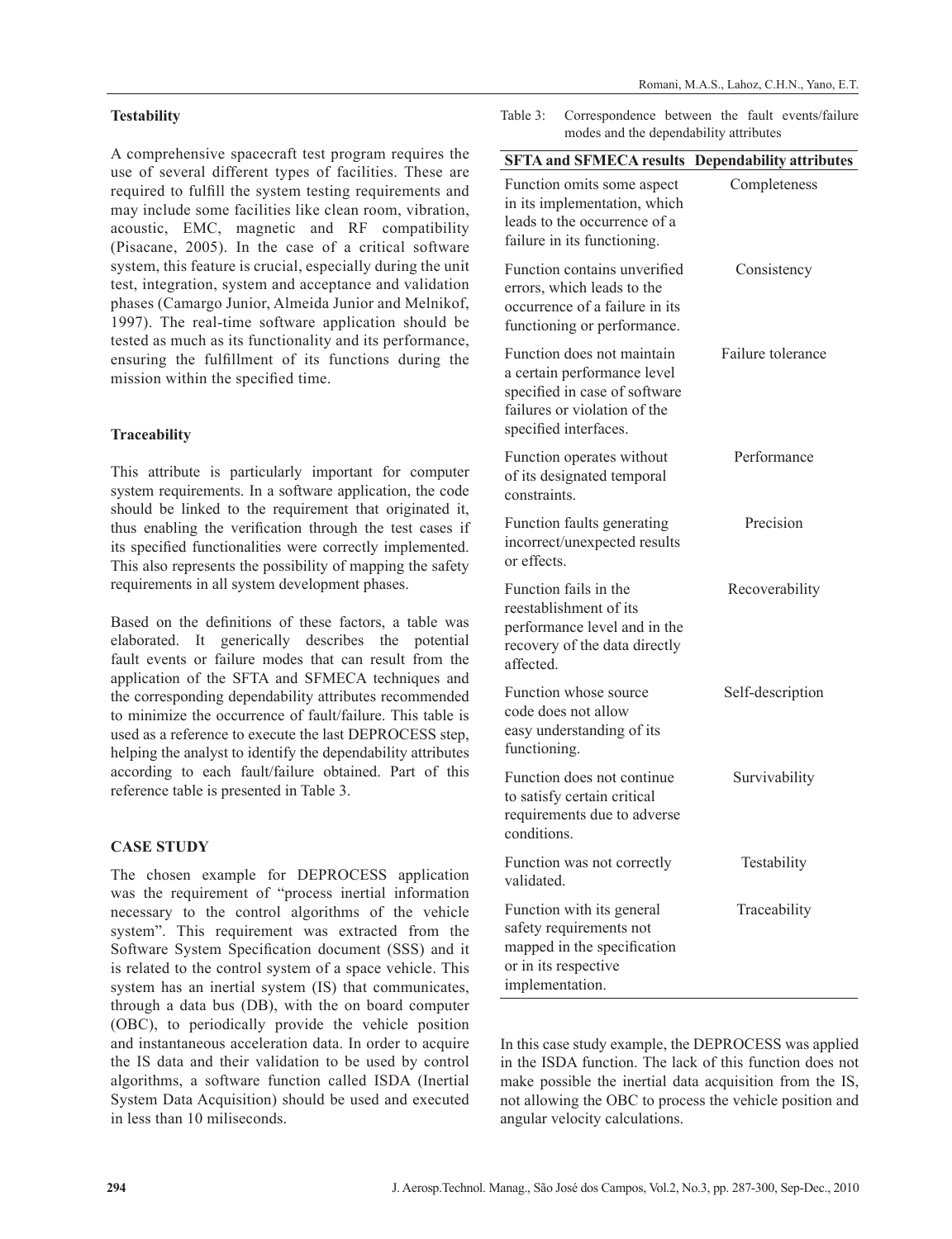### Testability

A comprehensive spacecraft test program requires the use of several different types of facilities. These are required to fulfill the system testing requirements and may include some facilities like clean room, vibration, acoustic, EMC, magnetic and RF compatibility (Pisacane, 2005). In the case of a critical software system, this feature is crucial, especially during the unit test, integration, system and acceptance and validation phases (Camargo Junior, Almeida Junior and Melnikof, 1997). The real-time software application should be tested as much as its functionality and its performance, ensuring the fulfillment of its functions during the mission within the specified time.

### Traceability

This attribute is particularly important for computer system requirements. In a software application, the code should be linked to the requirement that originated it, thus enabling the verification through the test cases if its specified functionalities were correctly implemented. This also represents the possibility of mapping the safety requirements in all system development phases.

Based on the definitions of these factors, a table was elaborated. It generically describes the potential fault events or failure modes that can result from the application of the SFTA and SFMECA techniques and the corresponding dependability attributes recommended to minimize the occurrence of fault/failure. This table is used as a reference to execute the last DEPROCESS step, helping the analyst to identify the dependability attributes according to each fault/failure obtained. Part of this reference table is presented in Table 3.

Table 3: Correspondence between the fault events/failure modes and the dependability attributes

| SFTA and SFMECA results | Dependability attributes |
|---|---|
| Function omits some aspect in its implementation, which leads to the occurrence of a failure in its functioning. | Completeness |
| Function contains unverified errors, which leads to the occurrence of a failure in its functioning or performance. | Consistency |
| Function does not maintain a certain performance level specified in case of software failures or violation of the specified interfaces. | Failure tolerance |
| Function operates without of its designated temporal constraints. | Performance |
| Function faults generating incorrect/unexpected results or effects. | Precision |
| Function fails in the reestablishment of its performance level and in the recovery of the data directly affected. | Recoverability |
| Function whose source code does not allow easy understanding of its functioning. | Self-description |
| Function does not continue to satisfy certain critical requirements due to adverse conditions. | Survivability |
| Function was not correctly validated. | Testability |
| Function with its general safety requirements not mapped in the specification or in its respective implementation. | Traceability |

## CASE STUDY

The chosen example for DEPROCESS application was the requirement of "process inertial information necessary to the control algorithms of the vehicle system". This requirement was extracted from the Software System Specification document (SSS) and it is related to the control system of a space vehicle. This system has an inertial system (IS) that communicates, through a data bus (DB), with the on board computer (OBC), to periodically provide the vehicle position and instantaneous acceleration data. In order to acquire the IS data and their validation to be used by control algorithms, a software function called ISDA (Inertial System Data Acquisition) should be used and executed in less than 10 miliseconds.

In this case study example, the DEPROCESS was applied in the ISDA function. The lack of this function does not make possible the inertial data acquisition from the IS, not allowing the OBC to process the vehicle position and angular velocity calculations.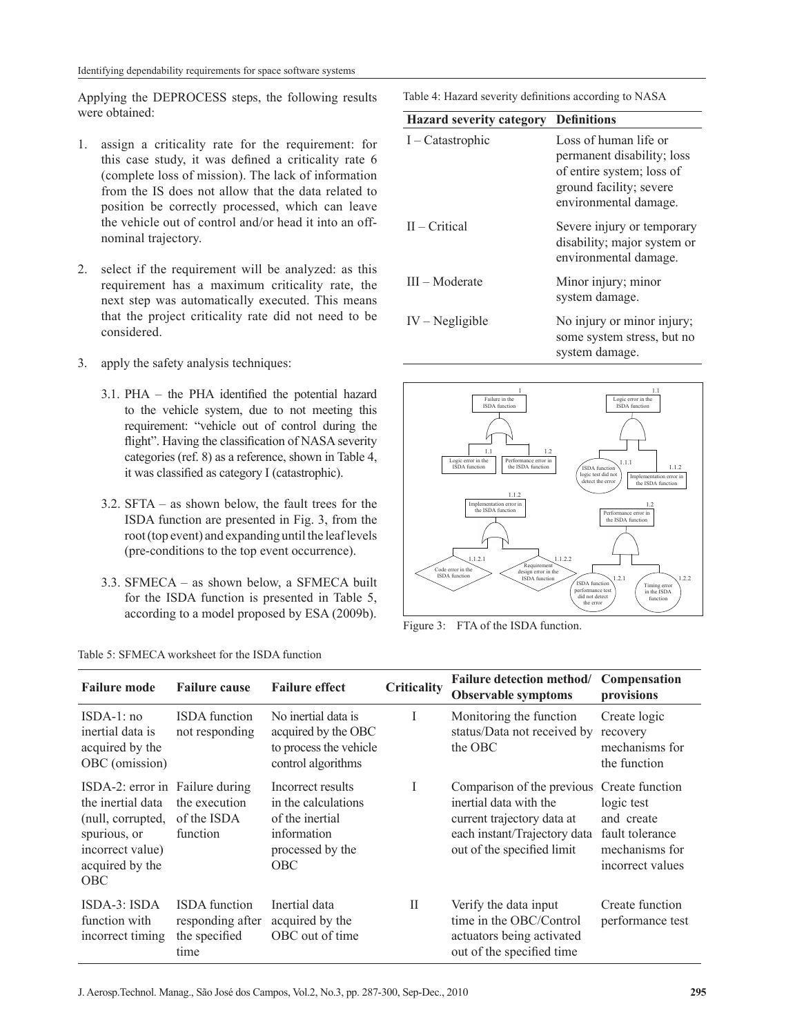Applying the DEPROCESS steps, the following results were obtained:

1. assign a criticality rate for the requirement: for this case study, it was defined a criticality rate 6 (complete loss of mission). The lack of information from the IS does not allow that the data related to position be correctly processed, which can leave the vehicle out of control and/or head it into an off-nominal trajectory.

2. select if the requirement will be analyzed: as this requirement has a maximum criticality rate, the next step was automatically executed. This means that the project criticality rate did not need to be considered.

3. apply the safety analysis techniques:

   3.1. PHA – the PHA identified the potential hazard to the vehicle system, due to not meeting this requirement: "vehicle out of control during the flight". Having the classification of NASA severity categories (ref. 8) as a reference, shown in Table 4, it was classified as category I (catastrophic).

   3.2. SFTA – as shown below, the fault trees for the ISDA function are presented in Fig. 3, from the root (top event) and expanding until the leaf levels (pre-conditions to the top event occurrence).

   3.3. SFMECA – as shown below, a SFMECA built for the ISDA function is presented in Table 5, according to a model proposed by ESA (2009b).

Table 4: Hazard severity definitions according to NASA

| Hazard severity category | Definitions |
|---|---|
| I – Catastrophic | Loss of human life or permanent disability; loss of entire system; loss of ground facility; severe environmental damage. |
| II – Critical | Severe injury or temporary disability; major system or environmental damage. |
| III – Moderate | Minor injury; minor system damage. |
| IV – Negligible | No injury or minor injury; some system stress, but no system damage. |

Figure 3: FTA of the ISDA function.

Table 5: SFMECA worksheet for the ISDA function

| Failure mode | Failure cause | Failure effect | Criticality | Failure detection method/ Observable symptoms | Compensation provisions |
|---|---|---|---|---|---|
| ISDA-1: no inertial data is acquired by the OBC (omission) | ISDA function not responding | No inertial data is acquired by the OBC to process the vehicle control algorithms | I | Monitoring the function status/Data not received by the OBC | Create logic recovery mechanisms for the function |
| ISDA-2: error in the inertial data (null, corrupted, spurious, or incorrect value) acquired by the OBC | Failure during the execution of the ISDA function | Incorrect results in the calculations of the inertial information processed by the OBC | I | Comparison of the previous inertial data with the current trajectory data at each instant/Trajectory data out of the specified limit | Create function logic test and create fault tolerance mechanisms for incorrect values |
| ISDA-3: ISDA function with incorrect timing | ISDA function responding after the specified time | Inertial data acquired by the OBC out of time | II | Verify the data input time in the OBC/Control actuators being activated out of the specified time | Create function performance test |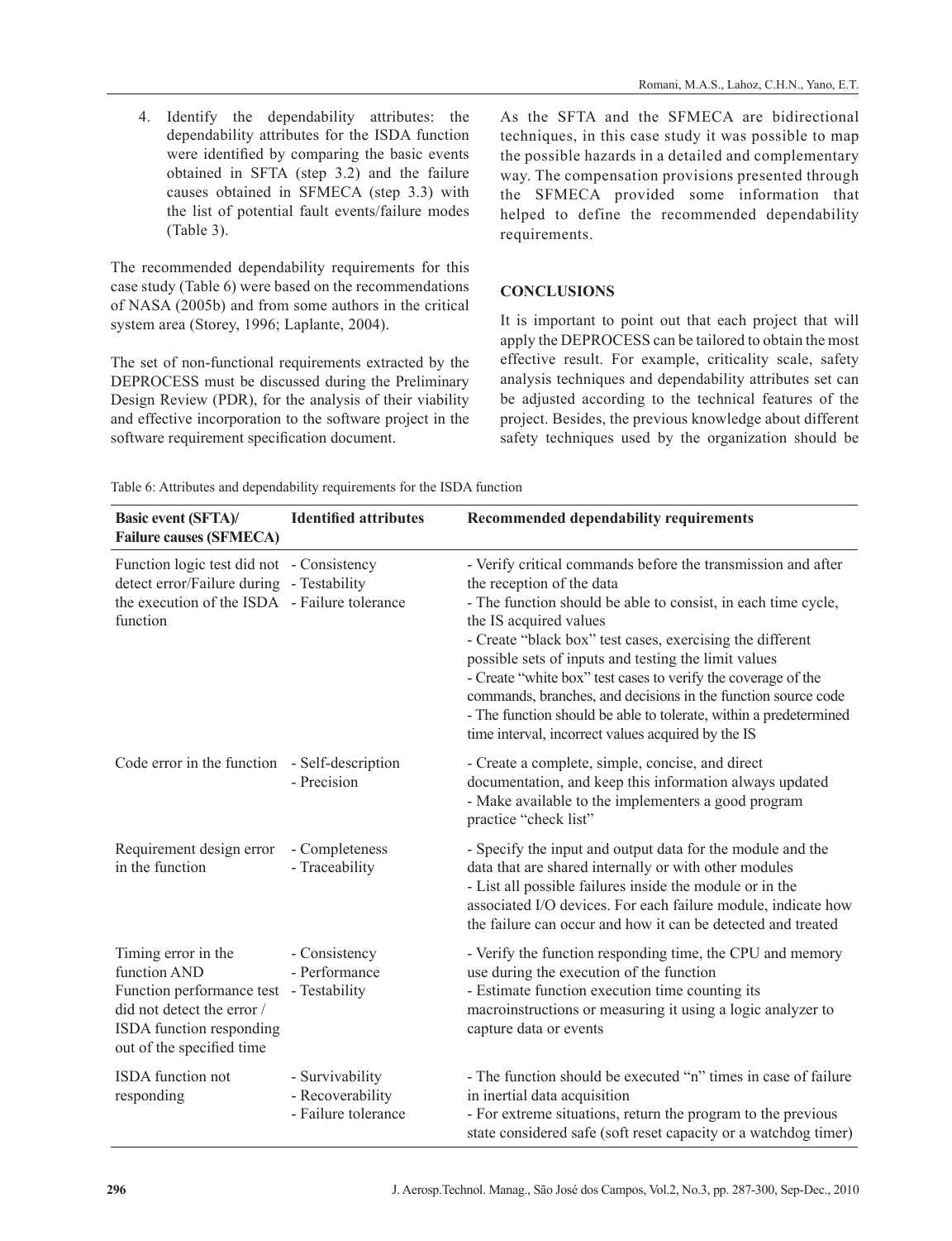4. Identify the dependability attributes: the dependability attributes for the ISDA function were identified by comparing the basic events obtained in SFTA (step 3.2) and the failure causes obtained in SFMECA (step 3.3) with the list of potential fault events/failure modes (Table 3).

The recommended dependability requirements for this case study (Table 6) were based on the recommendations of NASA (2005b) and from some authors in the critical system area (Storey, 1996; Laplante, 2004).

The set of non-functional requirements extracted by the DEPROCESS must be discussed during the Preliminary Design Review (PDR), for the analysis of their viability and effective incorporation to the software project in the software requirement specification document.

As the SFTA and the SFMECA are bidirectional techniques, in this case study it was possible to map the possible hazards in a detailed and complementary way. The compensation provisions presented through the SFMECA provided some information that helped to define the recommended dependability requirements.

## CONCLUSIONS

It is important to point out that each project that will apply the DEPROCESS can be tailored to obtain the most effective result. For example, criticality scale, safety analysis techniques and dependability attributes set can be adjusted according to the technical features of the project. Besides, the previous knowledge about different safety techniques used by the organization should be

Table 6: Attributes and dependability requirements for the ISDA function

| Basic event (SFTA)/ Failure causes (SFMECA) | Identified attributes | Recommended dependability requirements |
|---|---|---|
| Function logic test did not detect error/Failure during the execution of the ISDA function | - Consistency<br>- Testability<br>- Failure tolerance | - Verify critical commands before the transmission and after the reception of the data<br>- The function should be able to consist, in each time cycle, the IS acquired values<br>- Create "black box" test cases, exercising the different possible sets of inputs and testing the limit values<br>- Create "white box" test cases to verify the coverage of the commands, branches, and decisions in the function source code<br>- The function should be able to tolerate, within a predetermined time interval, incorrect values acquired by the IS |
| Code error in the function | - Self-description<br>- Precision | - Create a complete, simple, concise, and direct documentation, and keep this information always updated<br>- Make available to the implementers a good program practice "check list" |
| Requirement design error in the function | - Completeness<br>- Traceability | - Specify the input and output data for the module and the data that are shared internally or with other modules<br>- List all possible failures inside the module or in the associated I/O devices. For each failure module, indicate how the failure can occur and how it can be detected and treated |
| Timing error in the function AND Function performance test did not detect the error / ISDA function responding out of the specified time | - Consistency<br>- Performance<br>- Testability | - Verify the function responding time, the CPU and memory use during the execution of the function<br>- Estimate function execution time counting its macroinstructions or measuring it using a logic analyzer to capture data or events |
| ISDA function not responding | - Survivability<br>- Recoverability<br>- Failure tolerance | - The function should be executed "n" times in case of failure in inertial data acquisition<br>- For extreme situations, return the program to the previous state considered safe (soft reset capacity or a watchdog timer) |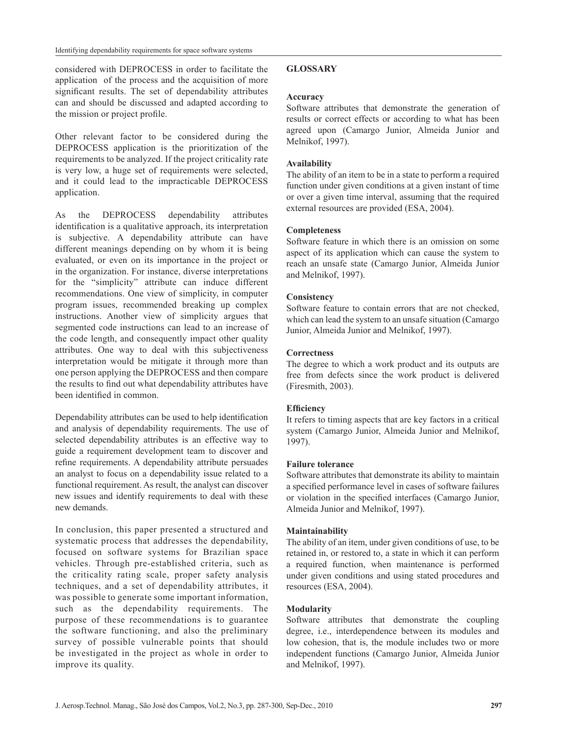considered with DEPROCESS in order to facilitate the application of the process and the acquisition of more significant results. The set of dependability attributes can and should be discussed and adapted according to the mission or project profile.

Other relevant factor to be considered during the DEPROCESS application is the prioritization of the requirements to be analyzed. If the project criticality rate is very low, a huge set of requirements were selected, and it could lead to the impracticable DEPROCESS application.

As the DEPROCESS dependability attributes identification is a qualitative approach, its interpretation is subjective. A dependability attribute can have different meanings depending on by whom it is being evaluated, or even on its importance in the project or in the organization. For instance, diverse interpretations for the "simplicity" attribute can induce different recommendations. One view of simplicity, in computer program issues, recommended breaking up complex instructions. Another view of simplicity argues that segmented code instructions can lead to an increase of the code length, and consequently impact other quality attributes. One way to deal with this subjectiveness interpretation would be mitigate it through more than one person applying the DEPROCESS and then compare the results to find out what dependability attributes have been identified in common.

Dependability attributes can be used to help identification and analysis of dependability requirements. The use of selected dependability attributes is an effective way to guide a requirement development team to discover and refine requirements. A dependability attribute persuades an analyst to focus on a dependability issue related to a functional requirement. As result, the analyst can discover new issues and identify requirements to deal with these new demands.

In conclusion, this paper presented a structured and systematic process that addresses the dependability, focused on software systems for Brazilian space vehicles. Through pre-established criteria, such as the criticality rating scale, proper safety analysis techniques, and a set of dependability attributes, it was possible to generate some important information, such as the dependability requirements. The purpose of these recommendations is to guarantee the software functioning, and also the preliminary survey of possible vulnerable points that should be investigated in the project as whole in order to improve its quality.

## GLOSSARY

**Accuracy**
Software attributes that demonstrate the generation of results or correct effects or according to what has been agreed upon (Camargo Junior, Almeida Junior and Melnikof, 1997).

**Availability**
The ability of an item to be in a state to perform a required function under given conditions at a given instant of time or over a given time interval, assuming that the required external resources are provided (ESA, 2004).

**Completeness**
Software feature in which there is an omission on some aspect of its application which can cause the system to reach an unsafe state (Camargo Junior, Almeida Junior and Melnikof, 1997).

**Consistency**
Software feature to contain errors that are not checked, which can lead the system to an unsafe situation (Camargo Junior, Almeida Junior and Melnikof, 1997).

**Correctness**
The degree to which a work product and its outputs are free from defects since the work product is delivered (Firesmith, 2003).

**Efficiency**
It refers to timing aspects that are key factors in a critical system (Camargo Junior, Almeida Junior and Melnikof, 1997).

**Failure tolerance**
Software attributes that demonstrate its ability to maintain a specified performance level in cases of software failures or violation in the specified interfaces (Camargo Junior, Almeida Junior and Melnikof, 1997).

**Maintainability**
The ability of an item, under given conditions of use, to be retained in, or restored to, a state in which it can perform a required function, when maintenance is performed under given conditions and using stated procedures and resources (ESA, 2004).

**Modularity**
Software attributes that demonstrate the coupling degree, i.e., interdependence between its modules and low cohesion, that is, the module includes two or more independent functions (Camargo Junior, Almeida Junior and Melnikof, 1997).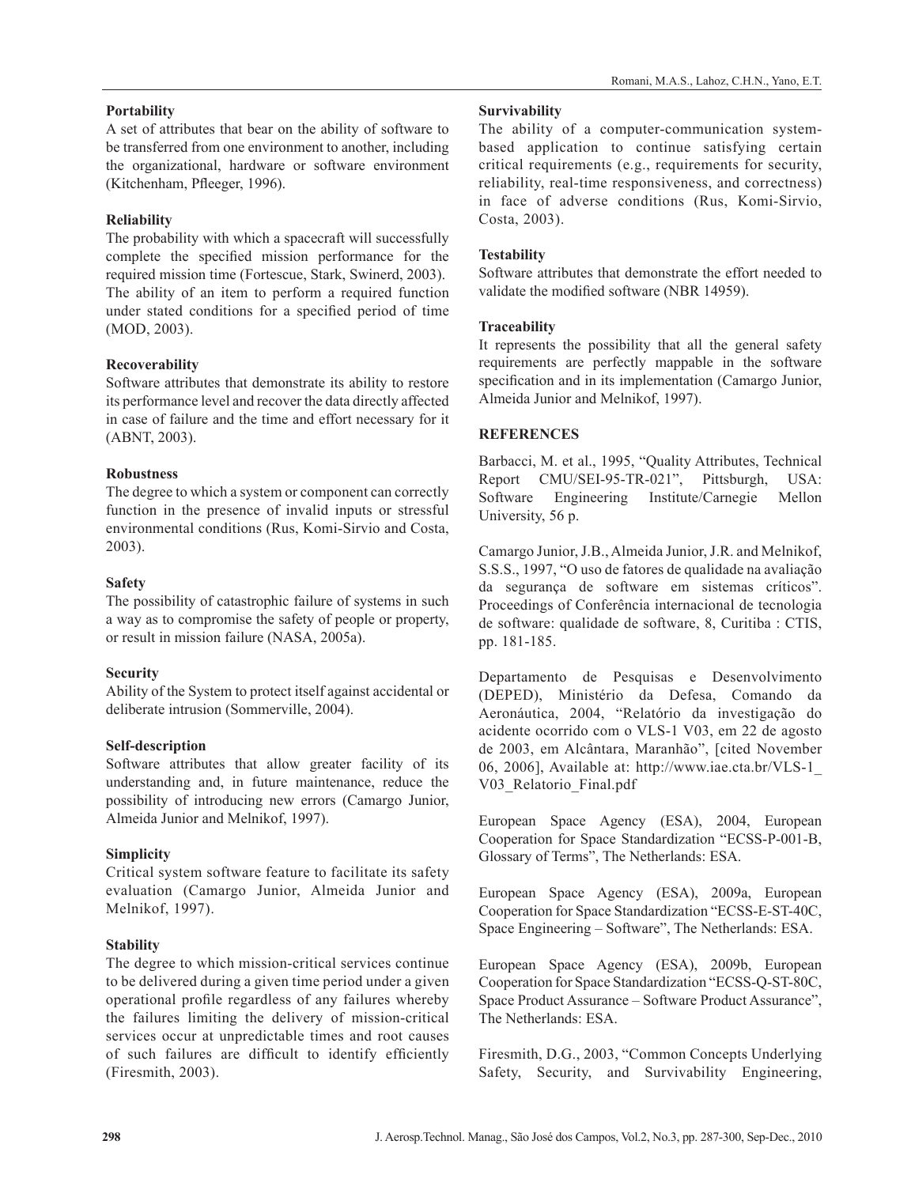**Portability**

A set of attributes that bear on the ability of software to be transferred from one environment to another, including the organizational, hardware or software environment (Kitchenham, Pfleeger, 1996).

**Reliability**

The probability with which a spacecraft will successfully complete the specified mission performance for the required mission time (Fortescue, Stark, Swinerd, 2003). The ability of an item to perform a required function under stated conditions for a specified period of time (MOD, 2003).

**Recoverability**

Software attributes that demonstrate its ability to restore its performance level and recover the data directly affected in case of failure and the time and effort necessary for it (ABNT, 2003).

**Robustness**

The degree to which a system or component can correctly function in the presence of invalid inputs or stressful environmental conditions (Rus, Komi-Sirvio and Costa, 2003).

**Safety**

The possibility of catastrophic failure of systems in such a way as to compromise the safety of people or property, or result in mission failure (NASA, 2005a).

**Security**

Ability of the System to protect itself against accidental or deliberate intrusion (Sommerville, 2004).

**Self-description**

Software attributes that allow greater facility of its understanding and, in future maintenance, reduce the possibility of introducing new errors (Camargo Junior, Almeida Junior and Melnikof, 1997).

**Simplicity**

Critical system software feature to facilitate its safety evaluation (Camargo Junior, Almeida Junior and Melnikof, 1997).

**Stability**

The degree to which mission-critical services continue to be delivered during a given time period under a given operational profile regardless of any failures whereby the failures limiting the delivery of mission-critical services occur at unpredictable times and root causes of such failures are difficult to identify efficiently (Firesmith, 2003).

**Survivability**

The ability of a computer-communication system-based application to continue satisfying certain critical requirements (e.g., requirements for security, reliability, real-time responsiveness, and correctness) in face of adverse conditions (Rus, Komi-Sirvio, Costa, 2003).

**Testability**

Software attributes that demonstrate the effort needed to validate the modified software (NBR 14959).

**Traceability**

It represents the possibility that all the general safety requirements are perfectly mappable in the software specification and in its implementation (Camargo Junior, Almeida Junior and Melnikof, 1997).

## REFERENCES

Barbacci, M. et al., 1995, "Quality Attributes, Technical Report CMU/SEI-95-TR-021", Pittsburgh, USA: Software Engineering Institute/Carnegie Mellon University, 56 p.

Camargo Junior, J.B., Almeida Junior, J.R. and Melnikof, S.S.S., 1997, "O uso de fatores de qualidade na avaliação da segurança de software em sistemas críticos". Proceedings of Conferência internacional de tecnologia de software: qualidade de software, 8, Curitiba : CTIS, pp. 181-185.

Departamento de Pesquisas e Desenvolvimento (DEPED), Ministério da Defesa, Comando da Aeronáutica, 2004, "Relatório da investigação do acidente ocorrido com o VLS-1 V03, em 22 de agosto de 2003, em Alcântara, Maranhão", [cited November 06, 2006], Available at: http://www.iae.cta.br/VLS-1_V03_Relatorio_Final.pdf

European Space Agency (ESA), 2004, European Cooperation for Space Standardization "ECSS-P-001-B, Glossary of Terms", The Netherlands: ESA.

European Space Agency (ESA), 2009a, European Cooperation for Space Standardization "ECSS-E-ST-40C, Space Engineering – Software", The Netherlands: ESA.

European Space Agency (ESA), 2009b, European Cooperation for Space Standardization "ECSS-Q-ST-80C, Space Product Assurance – Software Product Assurance", The Netherlands: ESA.

Firesmith, D.G., 2003, "Common Concepts Underlying Safety, Security, and Survivability Engineering,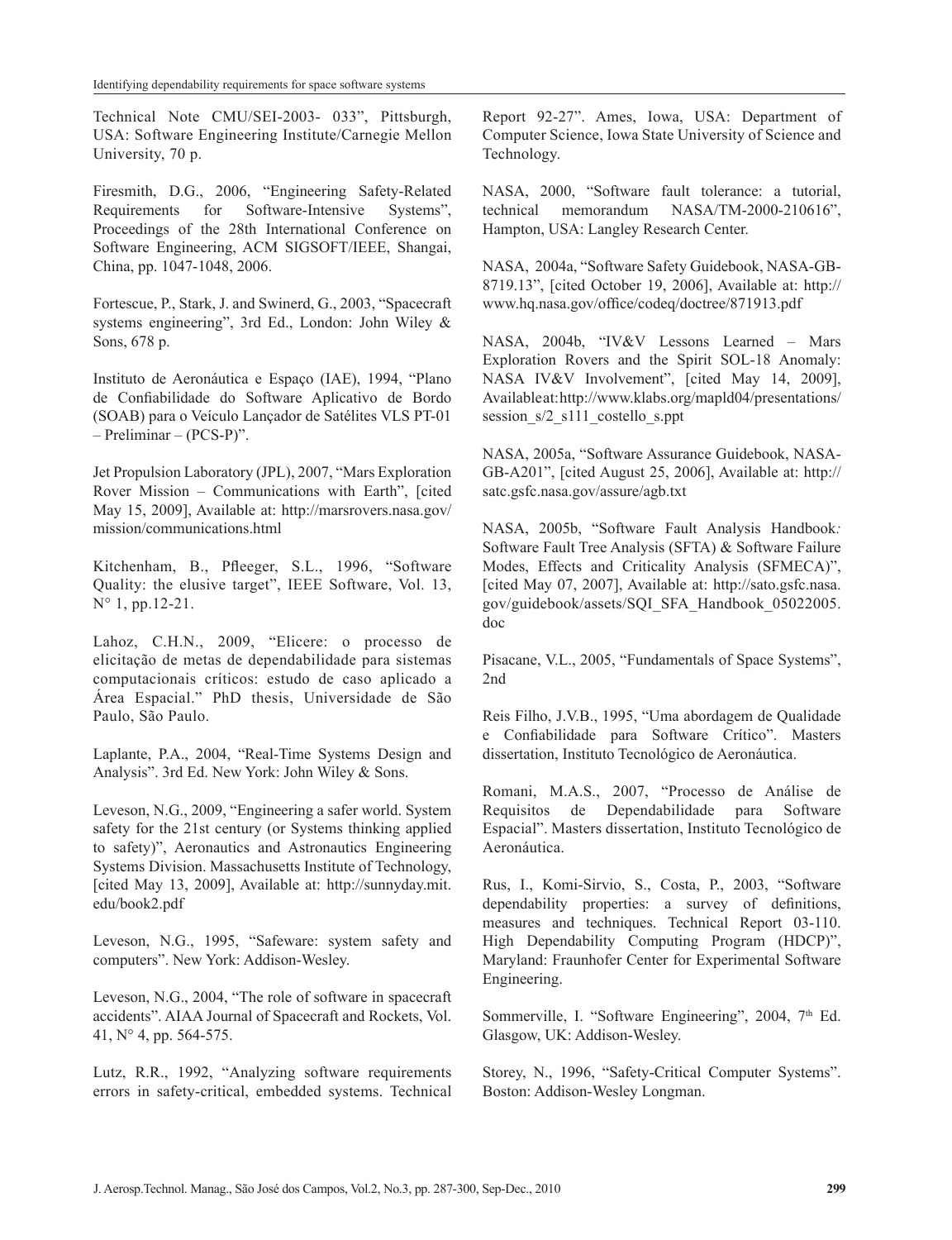Technical Note CMU/SEI-2003- 033", Pittsburgh, USA: Software Engineering Institute/Carnegie Mellon University, 70 p.

Firesmith, D.G., 2006, "Engineering Safety-Related Requirements for Software-Intensive Systems", Proceedings of the 28th International Conference on Software Engineering, ACM SIGSOFT/IEEE, Shangai, China, pp. 1047-1048, 2006.

Fortescue, P., Stark, J. and Swinerd, G., 2003, "Spacecraft systems engineering", 3rd Ed., London: John Wiley & Sons, 678 p.

Instituto de Aeronáutica e Espaço (IAE), 1994, "Plano de Confiabilidade do Software Aplicativo de Bordo (SOAB) para o Veículo Lançador de Satélites VLS PT-01 – Preliminar – (PCS-P)".

Jet Propulsion Laboratory (JPL), 2007, "Mars Exploration Rover Mission – Communications with Earth", [cited May 15, 2009], Available at: http://marsrovers.nasa.gov/mission/communications.html

Kitchenham, B., Pfleeger, S.L., 1996, "Software Quality: the elusive target", IEEE Software, Vol. 13, N° 1, pp.12-21.

Lahoz, C.H.N., 2009, "Elicere: o processo de elicitação de metas de dependabilidade para sistemas computacionais críticos: estudo de caso aplicado a Área Espacial." PhD thesis, Universidade de São Paulo, São Paulo.

Laplante, P.A., 2004, "Real-Time Systems Design and Analysis". 3rd Ed. New York: John Wiley & Sons.

Leveson, N.G., 2009, "Engineering a safer world. System safety for the 21st century (or Systems thinking applied to safety)", Aeronautics and Astronautics Engineering Systems Division. Massachusetts Institute of Technology, [cited May 13, 2009], Available at: http://sunnyday.mit.edu/book2.pdf

Leveson, N.G., 1995, "Safeware: system safety and computers". New York: Addison-Wesley.

Leveson, N.G., 2004, "The role of software in spacecraft accidents". AIAA Journal of Spacecraft and Rockets, Vol. 41, N° 4, pp. 564-575.

Lutz, R.R., 1992, "Analyzing software requirements errors in safety-critical, embedded systems. Technical Report 92-27". Ames, Iowa, USA: Department of Computer Science, Iowa State University of Science and Technology.

NASA, 2000, "Software fault tolerance: a tutorial, technical memorandum NASA/TM-2000-210616", Hampton, USA: Langley Research Center.

NASA, 2004a, "Software Safety Guidebook, NASA-GB-8719.13", [cited October 19, 2006], Available at: http://www.hq.nasa.gov/office/codeq/doctree/871913.pdf

NASA, 2004b, "IV&V Lessons Learned – Mars Exploration Rovers and the Spirit SOL-18 Anomaly: NASA IV&V Involvement", [cited May 14, 2009], Available at: http://www.klabs.org/mapld04/presentations/session_s/2_s111_costello_s.ppt

NASA, 2005a, "Software Assurance Guidebook, NASA-GB-A201", [cited August 25, 2006], Available at: http://satc.gsfc.nasa.gov/assure/agb.txt

NASA, 2005b, "Software Fault Analysis Handbook*:* Software Fault Tree Analysis (SFTA) & Software Failure Modes, Effects and Criticality Analysis (SFMECA)", [cited May 07, 2007], Available at: http://sato.gsfc.nasa.gov/guidebook/assets/SQI_SFA_Handbook_05022005.doc

Pisacane, V.L., 2005, "Fundamentals of Space Systems", 2nd

Reis Filho, J.V.B., 1995, "Uma abordagem de Qualidade e Confiabilidade para Software Crítico". Masters dissertation, Instituto Tecnológico de Aeronáutica.

Romani, M.A.S., 2007, "Processo de Análise de Requisitos de Dependabilidade para Software Espacial". Masters dissertation, Instituto Tecnológico de Aeronáutica.

Rus, I., Komi-Sirvio, S., Costa, P., 2003, "Software dependability properties: a survey of definitions, measures and techniques. Technical Report 03-110. High Dependability Computing Program (HDCP)", Maryland: Fraunhofer Center for Experimental Software Engineering.

Sommerville, I. "Software Engineering", 2004, 7th Ed. Glasgow, UK: Addison-Wesley.

Storey, N., 1996, "Safety-Critical Computer Systems". Boston: Addison-Wesley Longman.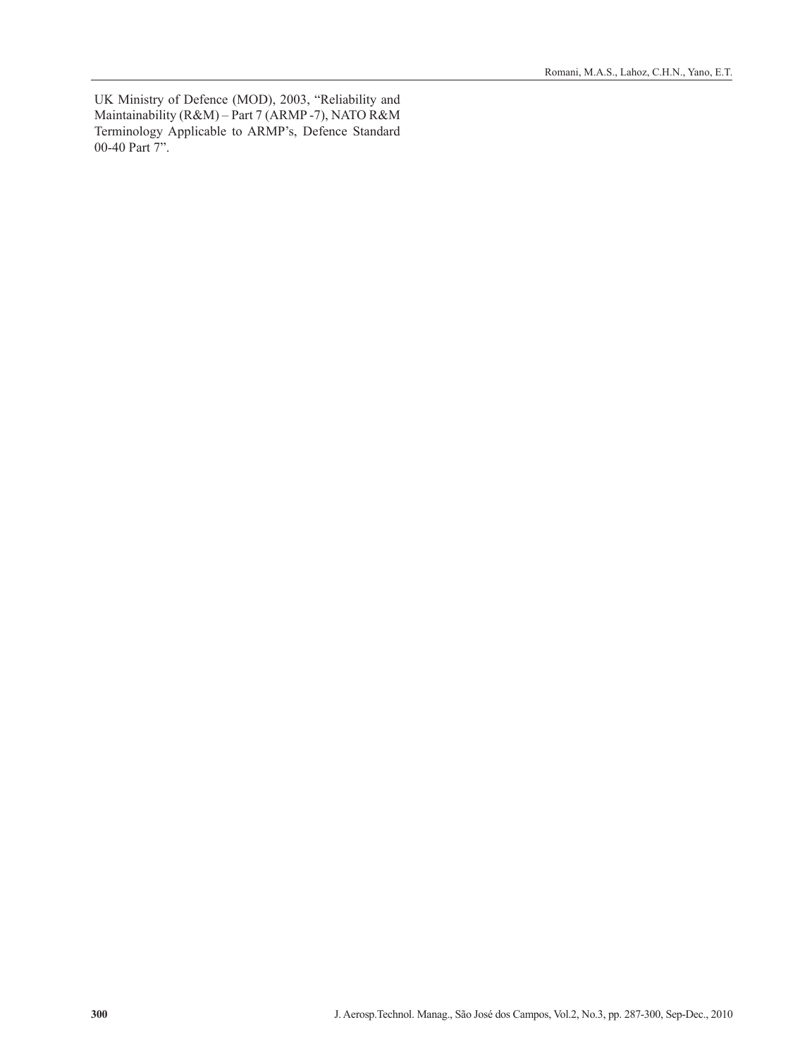UK Ministry of Defence (MOD), 2003, "Reliability and Maintainability (R&M) – Part 7 (ARMP -7), NATO R&M Terminology Applicable to ARMP's, Defence Standard 00-40 Part 7".